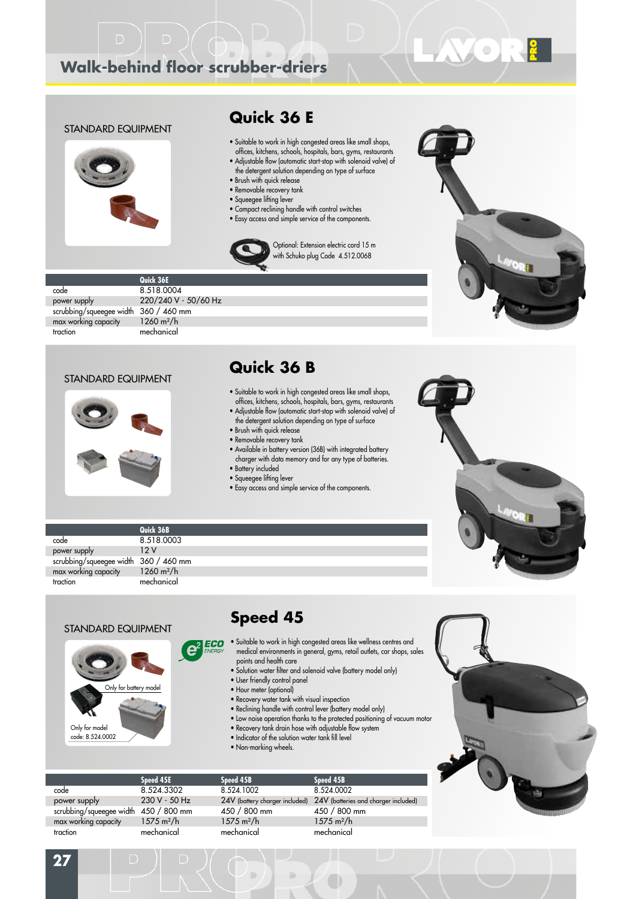# Walk-behind floor scrubber-driers

## Quick 36 E

STANDARD EQUIPMENT

- Suitable to work in high congested areas like small shops, offices, kitchens, schools, hospitals, bars, gyms, restaurants
- Adjustable flow (automatic start-stop with solenoid valve) of the detergent solution depending on type of surface
- Brush with quick release
- Removable recovery tank
- Squeegee lifting lever
- Compact reclining handle with control switches
- Easy access and simple service of the components.

Optional: Extension electric cord 15 m with Schuko plug Code 4.512.0068

| | Quick 36E |
|---|---|
| code | 8.518.0004 |
| power supply | 220/240 V - 50/60 Hz |
| scrubbing/squeegee width | 360 / 460 mm |
| max working capacity | 1260 m²/h |
| traction | mechanical |

## Quick 36 B

STANDARD EQUIPMENT

- Suitable to work in high congested areas like small shops, offices, kitchens, schools, hospitals, bars, gyms, restaurants
- Adjustable flow (automatic start-stop with solenoid valve) of the detergent solution depending on type of surface
- Brush with quick release
- Removable recovery tank
- Available in battery version (36B) with integrated battery charger with data memory and for any type of batteries.
- Battery included
- Squeegee lifting lever
- Easy access and simple service of the components.

| | Quick 36B |
|---|---|
| code | 8.518.0003 |
| power supply | 12 V |
| scrubbing/squeegee width | 360 / 460 mm |
| max working capacity | 1260 m²/h |
| traction | mechanical |

## Speed 45

STANDARD EQUIPMENT

Only for battery model

Only for model code: 8.524.0002

e² ECO ENERGY

- Suitable to work in high congested areas like wellness centres and medical environments in general, gyms, retail outlets, car shops, sales points and health care
- Solution water filter and solenoid valve (battery model only)
- User friendly control panel
- Hour meter (optional)
- Recovery water tank with visual inspection
- Reclining handle with control lever (battery model only)
- Low noise operation thanks to the protected positioning of vacuum motor
- Recovery tank drain hose with adjustable flow system
- Indicator of the solution water tank fill level
- Non-marking wheels.

| | Speed 45E | Speed 45B | Speed 45B |
|---|---|---|---|
| code | 8.524.3302 | 8.524.1002 | 8.524.0002 |
| power supply | 230 V - 50 Hz | 24V (battery charger included) | 24V (batteries and charger included) |
| scrubbing/squeegee width | 450 / 800 mm | 450 / 800 mm | 450 / 800 mm |
| max working capacity | 1575 m²/h | 1575 m²/h | 1575 m²/h |
| traction | mechanical | mechanical | mechanical |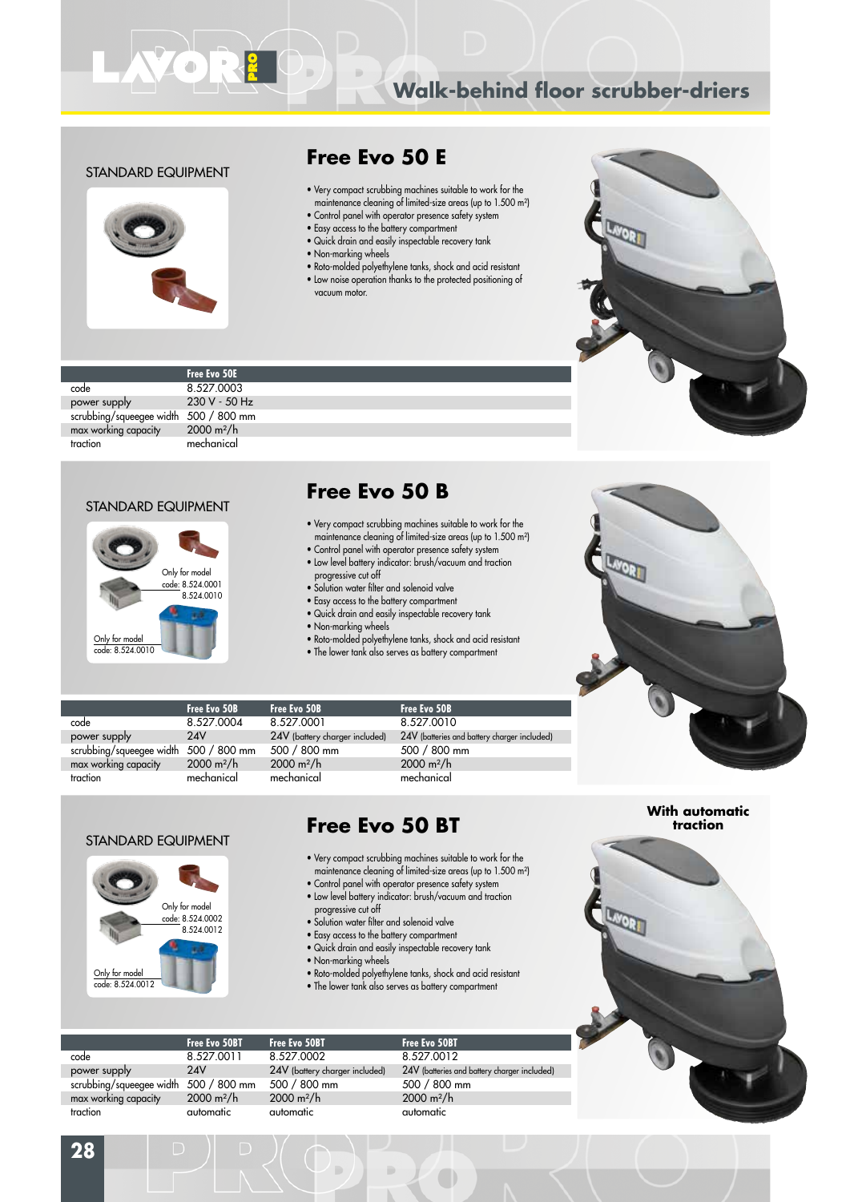# Walk-behind floor scrubber-driers

## Free Evo 50 E

STANDARD EQUIPMENT

- Very compact scrubbing machines suitable to work for the maintenance cleaning of limited-size areas (up to 1.500 m²)
- Control panel with operator presence safety system
- Easy access to the battery compartment
- Quick drain and easily inspectable recovery tank
- Non-marking wheels
- Roto-molded polyethylene tanks, shock and acid resistant
- Low noise operation thanks to the protected positioning of vacuum motor.

| | Free Evo 50E |
|---|---|
| code | 8.527.0003 |
| power supply | 230 V - 50 Hz |
| scrubbing/squeegee width | 500 / 800 mm |
| max working capacity | 2000 m²/h |
| traction | mechanical |

## Free Evo 50 B

STANDARD EQUIPMENT

Only for model code: 8.524.0001 8.524.0010

Only for model code: 8.524.0010

- Very compact scrubbing machines suitable to work for the maintenance cleaning of limited-size areas (up to 1.500 m²)
- Control panel with operator presence safety system
- Low level battery indicator: brush/vacuum and traction progressive cut off
- Solution water filter and solenoid valve
- Easy access to the battery compartment
- Quick drain and easily inspectable recovery tank
- Non-marking wheels
- Roto-molded polyethylene tanks, shock and acid resistant
- The lower tank also serves as battery compartment

| | Free Evo 50B | Free Evo 50B | Free Evo 50B |
|---|---|---|---|
| code | 8.527.0004 | 8.527.0001 | 8.527.0010 |
| power supply | 24V | 24V (battery charger included) | 24V (batteries and battery charger included) |
| scrubbing/squeegee width | 500 / 800 mm | 500 / 800 mm | 500 / 800 mm |
| max working capacity | 2000 m²/h | 2000 m²/h | 2000 m²/h |
| traction | mechanical | mechanical | mechanical |

## Free Evo 50 BT

With automatic traction

STANDARD EQUIPMENT

Only for model code: 8.524.0002 8.524.0012

Only for model code: 8.524.0012

- Very compact scrubbing machines suitable to work for the maintenance cleaning of limited-size areas (up to 1.500 m²)
- Control panel with operator presence safety system
- Low level battery indicator: brush/vacuum and traction progressive cut off
- Solution water filter and solenoid valve
- Easy access to the battery compartment
- Quick drain and easily inspectable recovery tank
- Non-marking wheels
- Roto-molded polyethylene tanks, shock and acid resistant
- The lower tank also serves as battery compartment

| | Free Evo 50BT | Free Evo 50BT | Free Evo 50BT |
|---|---|---|---|
| code | 8.527.0011 | 8.527.0002 | 8.527.0012 |
| power supply | 24V | 24V (battery charger included) | 24V (batteries and battery charger included) |
| scrubbing/squeegee width | 500 / 800 mm | 500 / 800 mm | 500 / 800 mm |
| max working capacity | 2000 m²/h | 2000 m²/h | 2000 m²/h |
| traction | automatic | automatic | automatic |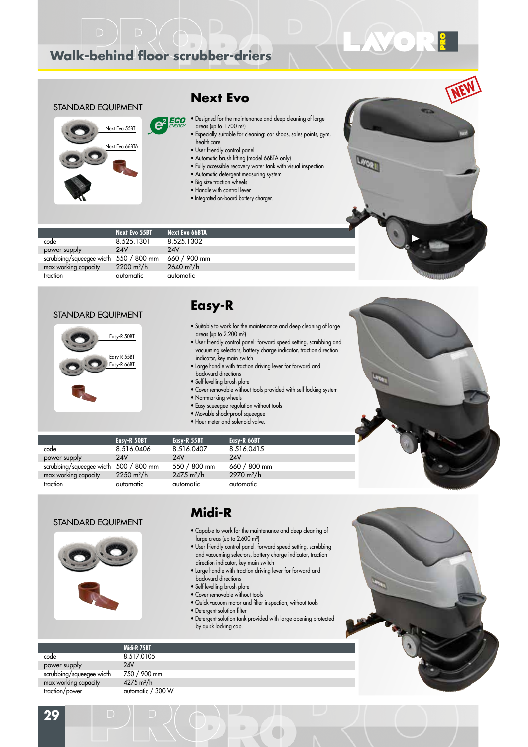# Walk-behind floor scrubber-driers

## Next Evo

NEW

STANDARD EQUIPMENT

Next Evo 55BT

Next Evo 66BTA

ECO ENERGY

- Designed for the maintenance and deep cleaning of large areas (up to 1.700 m²)
- Especially suitable for cleaning: car shops, sales points, gym, health care
- User friendly control panel
- Automatic brush lifting (model 66BTA only)
- Fully accessible recovery water tank with visual inspection
- Automatic detergent measuring system
- Big size traction wheels
- Handle with control lever
- Integrated on-board battery charger.

| | Next Evo 55BT | Next Evo 66BTA |
|---|---|---|
| code | 8.525.1301 | 8.525.1302 |
| power supply | 24V | 24V |
| scrubbing/squeegee width | 550 / 800 mm | 660 / 900 mm |
| max working capacity | 2200 m²/h | 2640 m²/h |
| traction | automatic | automatic |

## Easy-R

STANDARD EQUIPMENT

Easy-R 50BT

Easy-R 55BT
Easy-R 66BT

- Suitable to work for the maintenance and deep cleaning of large areas (up to 2.200 m²)
- User friendly control panel: forward speed setting, scrubbing and vacuuming selectors, battery charge indicator, traction direction indicator, key main switch
- Large handle with traction driving lever for forward and backward directions
- Self levelling brush plate
- Cover removable without tools provided with self locking system
- Non-marking wheels
- Easy squeegee regulation without tools
- Movable shock-proof squeegee
- Hour meter and solenoid valve.

| | Easy-R 50BT | Easy-R 55BT | Easy-R 66BT |
|---|---|---|---|
| code | 8.516.0406 | 8.516.0407 | 8.516.0415 |
| power supply | 24V | 24V | 24V |
| scrubbing/squeegee width | 500 / 800 mm | 550 / 800 mm | 660 / 800 mm |
| max working capacity | 2250 m²/h | 2475 m²/h | 2970 m²/h |
| traction | automatic | automatic | automatic |

## Midi-R

STANDARD EQUIPMENT

- Capable to work for the maintenance and deep cleaning of large areas (up to 2.600 m²)
- User friendly control panel: forward speed setting, scrubbing and vacuuming selectors, battery charge indicator, traction direction indicator, key main switch
- Large handle with traction driving lever for forward and backward directions
- Self levelling brush plate
- Cover removable without tools
- Quick vacuum motor and filter inspection, without tools
- Detergent solution filter
- Detergent solution tank provided with large opening protected by quick locking cap.

| | Midi-R 75BT |
|---|---|
| code | 8.517.0105 |
| power supply | 24V |
| scrubbing/squeegee width | 750 / 900 mm |
| max working capacity | 4275 m²/h |
| traction/power | automatic / 300 W |